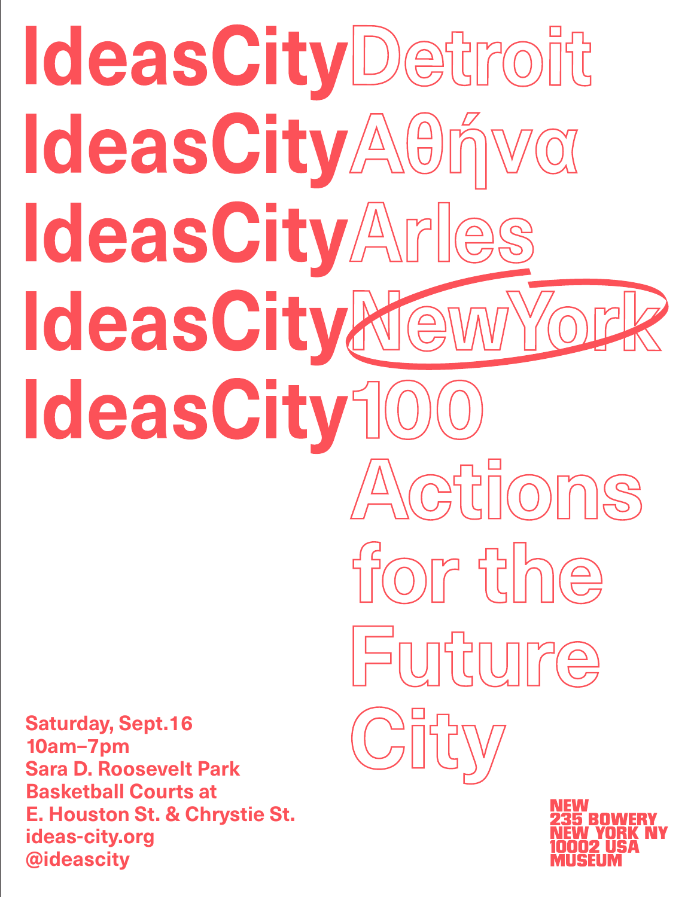# IdeasCityDetroit
# IdeasCityΑθήνα
# IdeasCityArles
# IdeasCityNewYork
# IdeasCity100 Actions for the Future City

**Saturday, Sept.16**
**10am–7pm**
**Sara D. Roosevelt Park**
**Basketball Courts at**
**E. Houston St. & Chrystie St.**
**ideas-city.org**
**@ideascity**

**NEW MUSEUM**
**235 BOWERY**
**NEW YORK NY**
**10002 USA**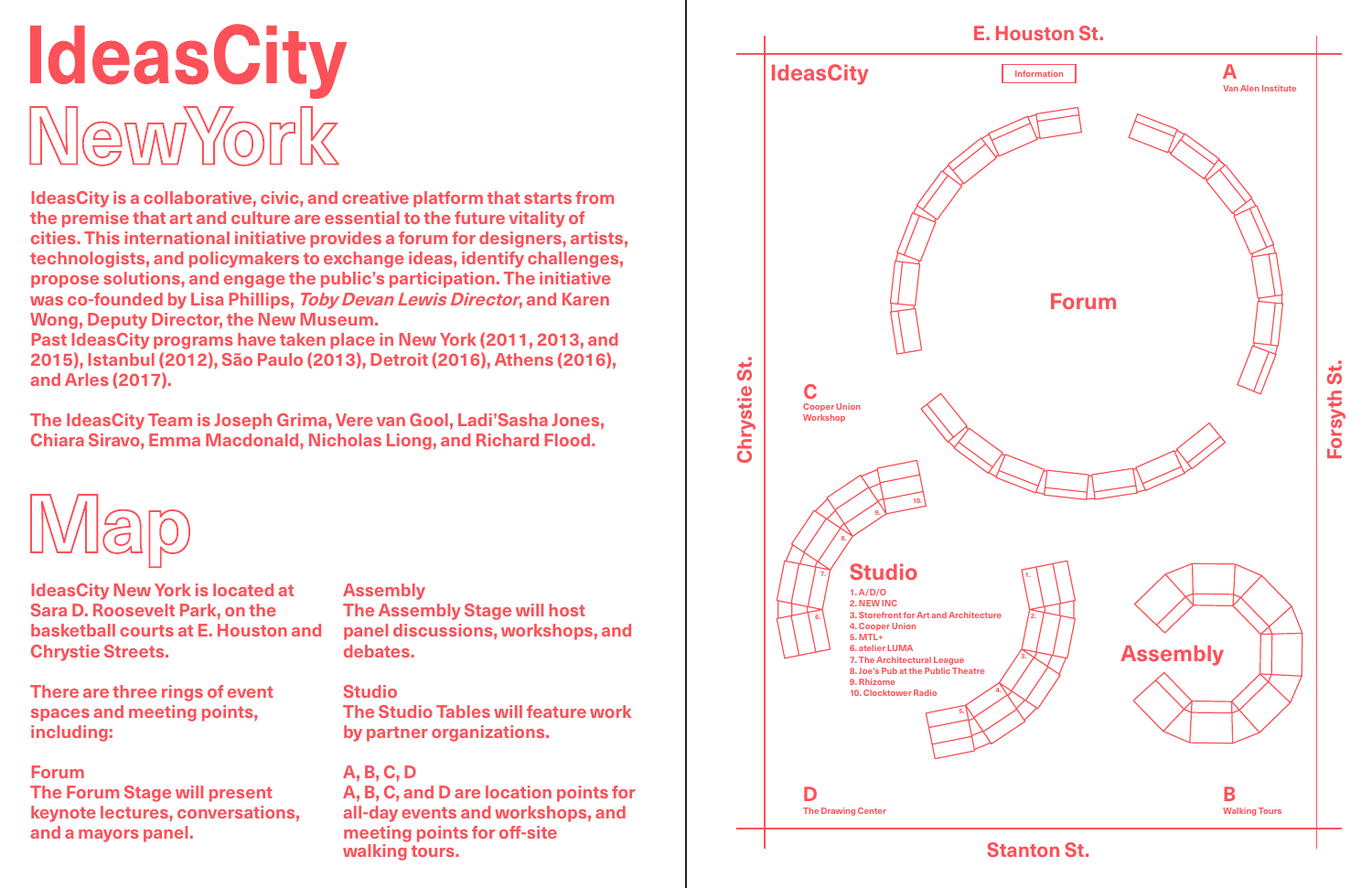# IdeasCity
# NewYork

**IdeasCity is a collaborative, civic, and creative platform that starts from the premise that art and culture are essential to the future vitality of cities. This international initiative provides a forum for designers, artists, technologists, and policymakers to exchange ideas, identify challenges, propose solutions, and engage the public's participation. The initiative was co-founded by Lisa Phillips, *Toby Devan Lewis Director*, and Karen Wong, Deputy Director, the New Museum.**
**Past IdeasCity programs have taken place in New York (2011, 2013, and 2015), Istanbul (2012), São Paulo (2013), Detroit (2016), Athens (2016), and Arles (2017).**

**The IdeasCity Team is Joseph Grima, Vere van Gool, Ladi'Sasha Jones, Chiara Siravo, Emma Macdonald, Nicholas Liong, and Richard Flood.**

## Map

IdeasCity New York is located at Sara D. Roosevelt Park, on the basketball courts at E. Houston and Chrystie Streets.

There are three rings of event spaces and meeting points, including:

**Forum**
The Forum Stage will present keynote lectures, conversations, and a mayors panel.

**Assembly**
The Assembly Stage will host panel discussions, workshops, and debates.

**Studio**
The Studio Tables will feature work by partner organizations.

**A, B, C, D**
A, B, C, and D are location points for all-day events and workshops, and meeting points for off-site walking tours.

---

E. Houston St.

IdeasCity

Information

**A** Van Alen Institute

**Forum**

Chrystie St.

Forsyth St.

**C** Cooper Union Workshop

**Studio**
1. A/D/O
2. NEW INC
3. Storefront for Art and Architecture
4. Cooper Union
5. MTL+
6. atelier LUMA
7. The Architectural League
8. Joe's Pub at the Public Theatre
9. Rhizome
10. Clocktower Radio

**Assembly**

**D** The Drawing Center

**B** Walking Tours

Stanton St.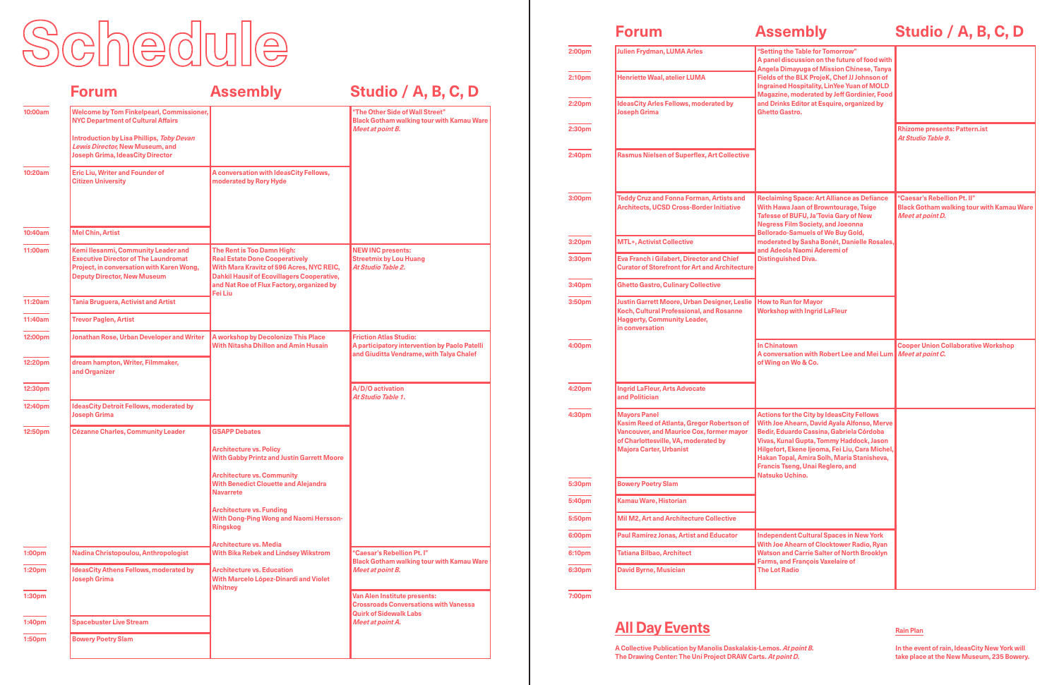# Schedule

| Time | Forum | Assembly | Studio / A, B, C, D |
|---|---|---|---|
| 10:00am | Welcome by Tom Finkelpearl, Commissioner, NYC Department of Cultural Affairs<br><br>Introduction by Lisa Phillips, *Toby Devan Lewis Director,* New Museum, and Joseph Grima, IdeasCity Director | | "The Other Side of Wall Street"<br>Black Gotham walking tour with Kamau Ware<br>*Meet at point B.* |
| 10:20am | Eric Liu, Writer and Founder of Citizen University | A conversation with IdeasCity Fellows, moderated by Rory Hyde | |
| 10:40am | Mel Chin, Artist | | |
| 11:00am | Kemi Ilesanmi, Community Leader and Executive Director of The Laundromat Project, in conversation with Karen Wong, Deputy Director, New Museum | The Rent is Too Damn High:<br>Real Estate Done Cooperatively<br>With Mara Kravitz of 596 Acres, NYC REIC, Dahkil Hausif of Ecovillagers Cooperative, and Nat Roe of Flux Factory, organized by Fei Liu | NEW INC presents:<br>Streetmix by Lou Huang<br>*At Studio Table 2.* |
| 11:20am | Tania Bruguera, Activist and Artist | | |
| 11:40am | Trevor Paglen, Artist | | |
| 12:00pm | Jonathan Rose, Urban Developer and Writer | A workshop by Decolonize This Place<br>With Nitasha Dhillon and Amin Husain | Friction Atlas Studio:<br>A participatory intervention by Paolo Patelli and Giuditta Vendrame, with Talya Chalef |
| 12:20pm | dream hampton, Writer, Filmmaker, and Organizer | | |
| 12:30pm | | | A/D/O activation<br>*At Studio Table 1.* |
| 12:40pm | IdeasCity Detroit Fellows, moderated by Joseph Grima | | |
| 12:50pm | Cézanne Charles, Community Leader | GSAPP Debates<br><br>Architecture vs. Policy<br>With Gabby Printz and Justin Garrett Moore<br><br>Architecture vs. Community<br>With Benedict Clouette and Alejandra Navarrete<br><br>Architecture vs. Funding<br>With Dong-Ping Wong and Naomi Hersson-Ringskog<br><br>Architecture vs. Media<br>With Bika Rebek and Lindsey Wikstrom<br><br>Architecture vs. Education<br>With Marcelo López-Dinardi and Violet Whitney | |
| 1:00pm | Nadina Christopoulou, Anthropologist | | "Caesar's Rebellion Pt. I"<br>Black Gotham walking tour with Kamau Ware<br>*Meet at point B.* |
| 1:20pm | IdeasCity Athens Fellows, moderated by Joseph Grima | | |
| 1:30pm | | | Van Alen Institute presents:<br>Crossroads Conversations with Vanessa Quirk of Sidewalk Labs<br>*Meet at point A.* |
| 1:40pm | Spacebuster Live Stream | | |
| 1:50pm | Bowery Poetry Slam | | |
| 2:00pm | Julien Frydman, LUMA Arles | "Setting the Table for Tomorrow"<br>A panel discussion on the future of food with Angela Dimayuga of Mission Chinese, Tanya Fields of the BLK ProjeK, Chef JJ Johnson of Ingrained Hospitality, LinYee Yuan of MOLD Magazine, moderated by Jeff Gordinier, Food and Drinks Editor at Esquire, organized by Ghetto Gastro. | |
| 2:10pm | Henriette Waal, atelier LUMA | | |
| 2:20pm | IdeasCity Arles Fellows, moderated by Joseph Grima | | |
| 2:30pm | | | Rhizome presents: Pattern.ist<br>*At Studio Table 9.* |
| 2:40pm | Rasmus Nielsen of Superflex, Art Collective | | |
| 3:00pm | Teddy Cruz and Fonna Forman, Artists and Architects, UCSD Cross-Border Initiative | Reclaiming Space: Art Alliance as Defiance<br>With Hawa Jaan of Browntourage, Tsige Tafesse of BUFU, Ja'Tovia Gary of New Negress Film Society, and Joeonna Bellorado-Samuels of We Buy Gold, moderated by Sasha Bonét, Danielle Rosales, and Adeola Naomi Aderemi of Distinguished Diva. | "Caesar's Rebellion Pt. II"<br>Black Gotham walking tour with Kamau Ware<br>*Meet at point D.* |
| 3:20pm | MTL+, Activist Collective | | |
| 3:30pm | Eva Franch i Gilabert, Director and Chief Curator of Storefront for Art and Architecture | | |
| 3:40pm | Ghetto Gastro, Culinary Collective | | |
| 3:50pm | Justin Garrett Moore, Urban Designer, Leslie Koch, Cultural Professional, and Rosanne Haggerty, Community Leader, in conversation | How to Run for Mayor<br>Workshop with Ingrid LaFleur | |
| 4:00pm | | In Chinatown<br>A conversation with Robert Lee and Mei Lum of Wing on Wo & Co. | Cooper Union Collaborative Workshop<br>*Meet at point C.* |
| 4:20pm | Ingrid LaFleur, Arts Advocate and Politician | | |
| 4:30pm | Mayors Panel<br>Kasim Reed of Atlanta, Gregor Robertson of Vancouver, and Maurice Cox, former mayor of Charlottesville, VA, moderated by Majora Carter, Urbanist | Actions for the City by IdeasCity Fellows<br>With Joe Ahearn, David Ayala Alfonso, Merve Bedir, Eduardo Cassina, Gabriela Córdoba Vivas, Kunal Gupta, Tommy Haddock, Jason Hilgefort, Ekene Ijeoma, Fei Liu, Cara Michel, Hakan Topal, Amira Solh, Maria Stanisheva, Francis Tseng, Unai Reglero, and Natsuko Uchino. | |
| 5:30pm | Bowery Poetry Slam | | |
| 5:40pm | Kamau Ware, Historian | | |
| 5:50pm | Mil M2, Art and Architecture Collective | | |
| 6:00pm | Paul Ramirez Jonas, Artist and Educator | Independent Cultural Spaces in New York<br>With Joe Ahearn of Clocktower Radio, Ryan Watson and Carrie Salter of North Brooklyn Farms, and François Vaxelaire of The Lot Radio | |
| 6:10pm | Tatiana Bilbao, Architect | | |
| 6:30pm | David Byrne, Musician | | |
| 7:00pm | | | |

## All Day Events

A Collective Publication by Manolis Daskalakis-Lemos. *At point B.*
The Drawing Center: The Uni Project DRAW Carts. *At point D.*

### Rain Plan

In the event of rain, IdeasCity New York will take place at the New Museum, 235 Bowery.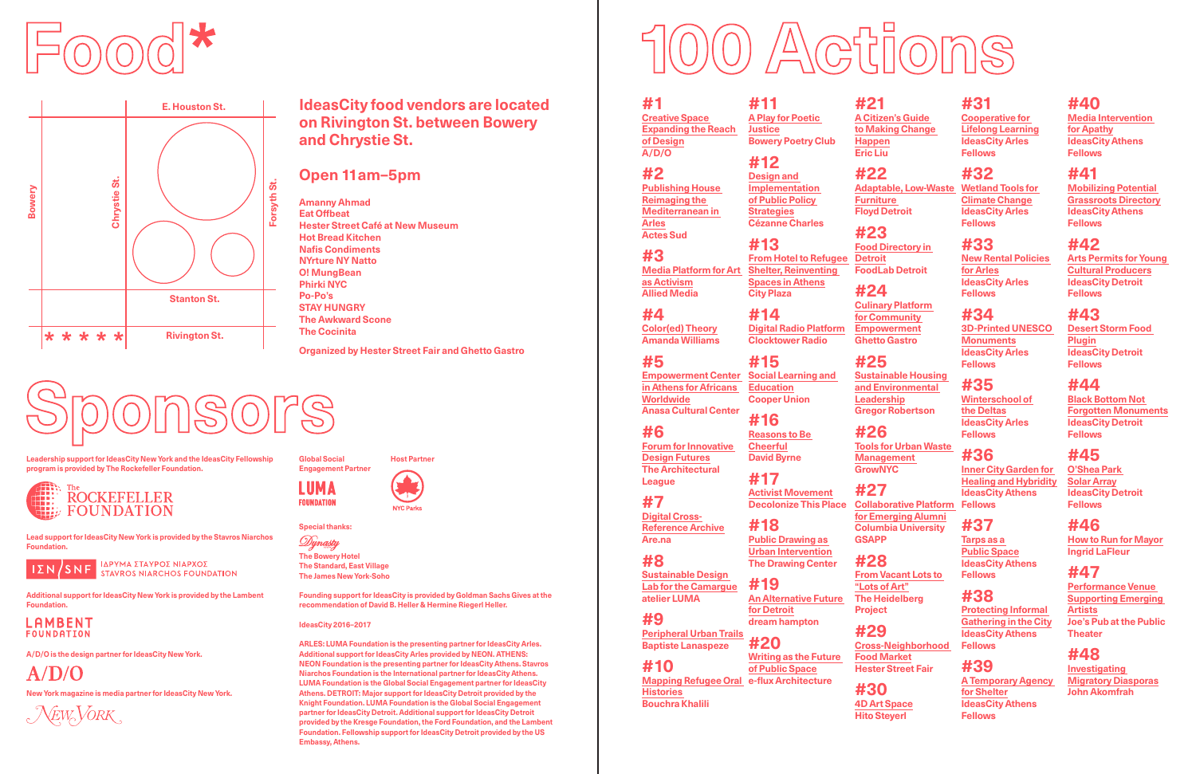# Food*

E. Houston St.

Bowery

Chrystie St.

Forsyth St.

Stanton St.

Rivington St.

*****

**IdeasCity food vendors are located on Rivington St. between Bowery and Chrystie St.**

**Open 11am–5pm**

Amanny Ahmad
Eat Offbeat
Hester Street Café at New Museum
Hot Bread Kitchen
Nafis Condiments
NYrture NY Natto
O! MungBean
Phirki NYC
Po-Po's
STAY HUNGRY
The Awkward Scone
The Cocinita

Organized by Hester Street Fair and Ghetto Gastro

# Sponsors

Leadership support for IdeasCity New York and the IdeasCity Fellowship program is provided by The Rockefeller Foundation.

The Rockefeller Foundation

Lead support for IdeasCity New York is provided by the Stavros Niarchos Foundation.

ΙΣΝ/SNF ΙΔΡΥΜΑ ΣΤΑΥΡΟΣ ΝΙΑΡΧΟΣ STAVROS NIARCHOS FOUNDATION

Additional support for IdeasCity New York is provided by the Lambent Foundation.

LAMBENT FOUNDATION

A/D/O is the design partner for IdeasCity New York.

A/D/O

New York magazine is media partner for IdeasCity New York.

New York

Global Social Engagement Partner

LUMA FOUNDATION

Host Partner

NYC Parks

Special thanks:

Dynasty
The Bowery Hotel
The Standard, East Village
The James New York-Soho

Founding support for IdeasCity is provided by Goldman Sachs Gives at the recommendation of David B. Heller & Hermine Riegerl Heller.

IdeasCity 2016–2017

ARLES: LUMA Foundation is the presenting partner for IdeasCity Arles. Additional support for IdeasCity Arles provided by NEON. ATHENS: NEON Foundation is the presenting partner for IdeasCity Athens. Stavros Niarchos Foundation is the International partner for IdeasCity Athens. LUMA Foundation is the Global Social Engagement partner for IdeasCity Athens. DETROIT: Major support for IdeasCity Detroit provided by the Knight Foundation. LUMA Foundation is the Global Social Engagement partner for IdeasCity Detroit. Additional support for IdeasCity Detroit provided by the Kresge Foundation, the Ford Foundation, and the Lambent Foundation. Fellowship support for IdeasCity Detroit provided by the US Embassy, Athens.

# 100 Actions

**#1**
Creative Space Expanding the Reach of Design
A/D/O

**#2**
Publishing House Reimaging the Mediterranean in Arles
Actes Sud

**#3**
Media Platform for Art as Activism
Allied Media

**#4**
Color(ed) Theory
Amanda Williams

**#5**
Empowerment Center in Athens for Africans Worldwide
Anasa Cultural Center

**#6**
Forum for Innovative Design Futures
The Architectural League

**#7**
Digital Cross-Reference Archive
Are.na

**#8**
Sustainable Design Lab for the Camargue
atelier LUMA

**#9**
Peripheral Urban Trails
Baptiste Lanaspeze

**#10**
Mapping Refugee Oral Histories
Bouchra Khalili

**#11**
A Play for Poetic Justice
Bowery Poetry Club

**#12**
Design and Implementation of Public Policy Strategies
Cézanne Charles

**#13**
From Hotel to Refugee Shelter, Reinventing Spaces in Athens
City Plaza

**#14**
Digital Radio Platform
Clocktower Radio

**#15**
Social Learning and Education
Cooper Union

**#16**
Reasons to Be Cheerful
David Byrne

**#17**
Activist Movement
Decolonize This Place

**#18**
Public Drawing as Urban Intervention
The Drawing Center

**#19**
An Alternative Future for Detroit
dream hampton

**#20**
Writing as the Future of Public Space
e-flux Architecture

**#21**
A Citizen's Guide to Making Change Happen
Eric Liu

**#22**
Adaptable, Low-Waste Furniture
Floyd Detroit

**#23**
Food Directory in Detroit
FoodLab Detroit

**#24**
Culinary Platform for Community Empowerment
Ghetto Gastro

**#25**
Sustainable Housing and Environmental Leadership
Gregor Robertson

**#26**
Tools for Urban Waste Management
GrowNYC

**#27**
Collaborative Platform for Emerging Alumni
Columbia University GSAPP

**#28**
From Vacant Lots to "Lots of Art"
The Heidelberg Project

**#29**
Cross-Neighborhood Food Market
Hester Street Fair

**#30**
4D Art Space
Hito Steyerl

**#31**
Cooperative for Lifelong Learning
IdeasCity Arles Fellows

**#32**
Wetland Tools for Climate Change
IdeasCity Arles Fellows

**#33**
New Rental Policies for Arles
IdeasCity Arles Fellows

**#34**
3D-Printed UNESCO Monuments
IdeasCity Arles Fellows

**#35**
Winterschool of the Deltas
IdeasCity Arles Fellows

**#36**
Inner City Garden for Healing and Hybridity
IdeasCity Athens Fellows

**#37**
Tarps as a Public Space
IdeasCity Athens Fellows

**#38**
Protecting Informal Gathering in the City
IdeasCity Athens Fellows

**#39**
A Temporary Agency for Shelter
IdeasCity Athens Fellows

**#40**
Media Intervention for Apathy
IdeasCity Athens Fellows

**#41**
Mobilizing Potential Grassroots Directory
IdeasCity Athens Fellows

**#42**
Arts Permits for Young Cultural Producers
IdeasCity Detroit Fellows

**#43**
Desert Storm Food Plugin
IdeasCity Detroit Fellows

**#44**
Black Bottom Not Forgotten Monuments
IdeasCity Detroit Fellows

**#45**
O'Shea Park Solar Array
IdeasCity Detroit Fellows

**#46**
How to Run for Mayor
Ingrid LaFleur

**#47**
Performance Venue Supporting Emerging Artists
Joe's Pub at the Public Theater

**#48**
Investigating Migratory Diasporas
John Akomfrah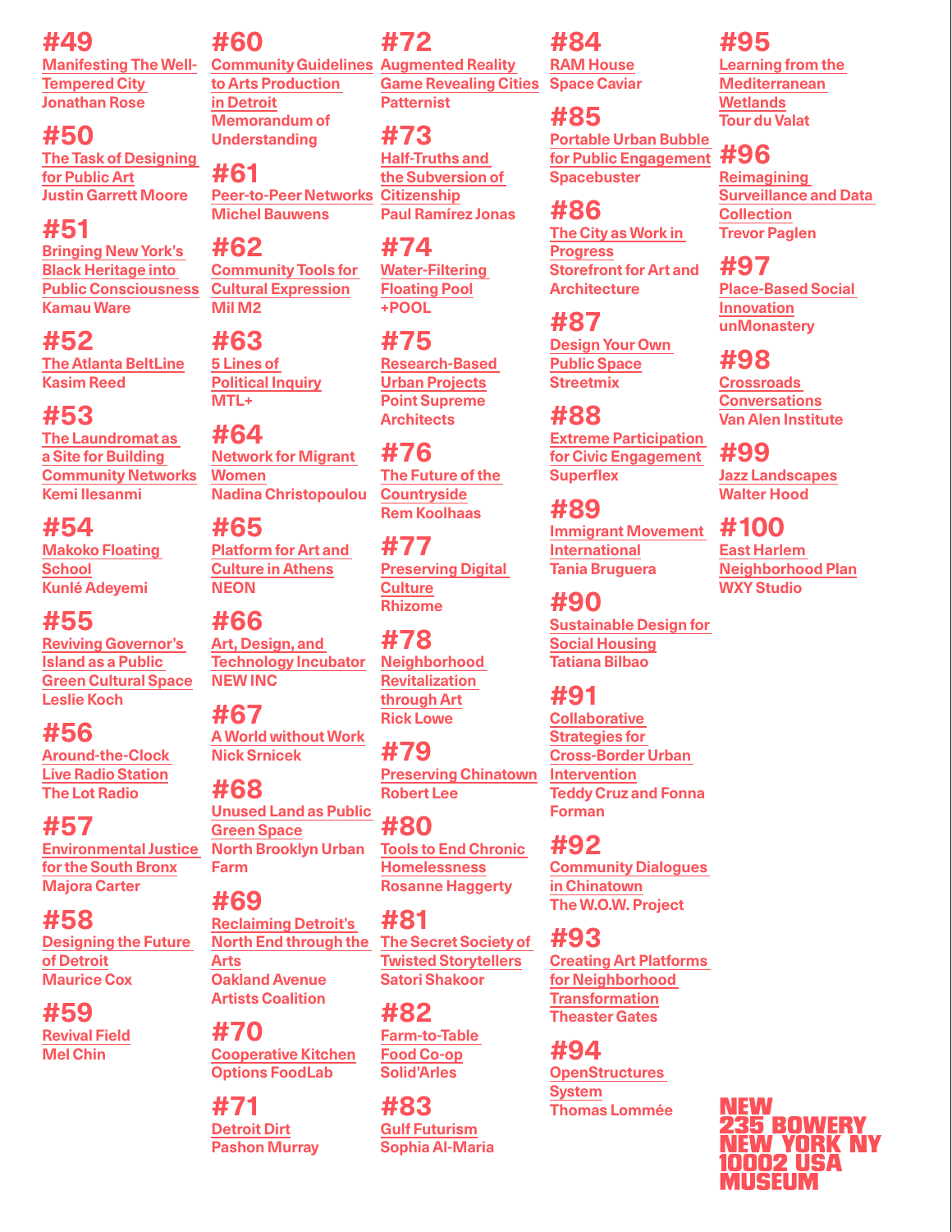**#49**
Manifesting The Well-Tempered City
Jonathan Rose

**#50**
The Task of Designing for Public Art
Justin Garrett Moore

**#51**
Bringing New York's Black Heritage into Public Consciousness
Kamau Ware

**#52**
The Atlanta BeltLine
Kasim Reed

**#53**
The Laundromat as a Site for Building Community Networks
Kemi Ilesanmi

**#54**
Makoko Floating School
Kunlé Adeyemi

**#55**
Reviving Governor's Island as a Public Green Cultural Space
Leslie Koch

**#56**
Around-the-Clock Live Radio Station
The Lot Radio

**#57**
Environmental Justice for the South Bronx
Majora Carter

**#58**
Designing the Future of Detroit
Maurice Cox

**#59**
Revival Field
Mel Chin

**#60**
Community Guidelines to Arts Production in Detroit
Memorandum of Understanding

**#61**
Peer-to-Peer Networks
Michel Bauwens

**#62**
Community Tools for Cultural Expression
Mil M2

**#63**
5 Lines of Political Inquiry
MTL+

**#64**
Network for Migrant Women
Nadina Christopoulou

**#65**
Platform for Art and Culture in Athens
NEON

**#66**
Art, Design, and Technology Incubator
NEW INC

**#67**
A World without Work
Nick Srnicek

**#68**
Unused Land as Public Green Space
North Brooklyn Urban Farm

**#69**
Reclaiming Detroit's North End through the Arts
Oakland Avenue Artists Coalition

**#70**
Cooperative Kitchen
Options FoodLab

**#71**
Detroit Dirt
Pashon Murray

**#72**
Augmented Reality Game Revealing Cities
Patternist

**#73**
Half-Truths and the Subversion of Citizenship
Paul Ramírez Jonas

**#74**
Water-Filtering Floating Pool
+POOL

**#75**
Research-Based Urban Projects
Point Supreme Architects

**#76**
The Future of the Countryside
Rem Koolhaas

**#77**
Preserving Digital Culture
Rhizome

**#78**
Neighborhood Revitalization through Art
Rick Lowe

**#79**
Preserving Chinatown
Robert Lee

**#80**
Tools to End Chronic Homelessness
Rosanne Haggerty

**#81**
The Secret Society of Twisted Storytellers
Satori Shakoor

**#82**
Farm-to-Table Food Co-op
Solid'Arles

**#83**
Gulf Futurism
Sophia Al-Maria

**#84**
RAM House
Space Caviar

**#85**
Portable Urban Bubble for Public Engagement
Spacebuster

**#86**
The City as Work in Progress
Storefront for Art and Architecture

**#87**
Design Your Own Public Space
Streetmix

**#88**
Extreme Participation for Civic Engagement
Superflex

**#89**
Immigrant Movement International
Tania Bruguera

**#90**
Sustainable Design for Social Housing
Tatiana Bilbao

**#91**
Collaborative Strategies for Cross-Border Urban Intervention
Teddy Cruz and Fonna Forman

**#92**
Community Dialogues in Chinatown
The W.O.W. Project

**#93**
Creating Art Platforms for Neighborhood Transformation
Theaster Gates

**#94**
OpenStructures System
Thomas Lommée

**#95**
Learning from the Mediterranean Wetlands
Tour du Valat

**#96**
Reimagining Surveillance and Data Collection
Trevor Paglen

**#97**
Place-Based Social Innovation
unMonastery

**#98**
Crossroads Conversations
Van Alen Institute

**#99**
Jazz Landscapes
Walter Hood

**#100**
East Harlem Neighborhood Plan
WXY Studio

NEW MUSEUM
235 BOWERY
NEW YORK NY
10002 USA